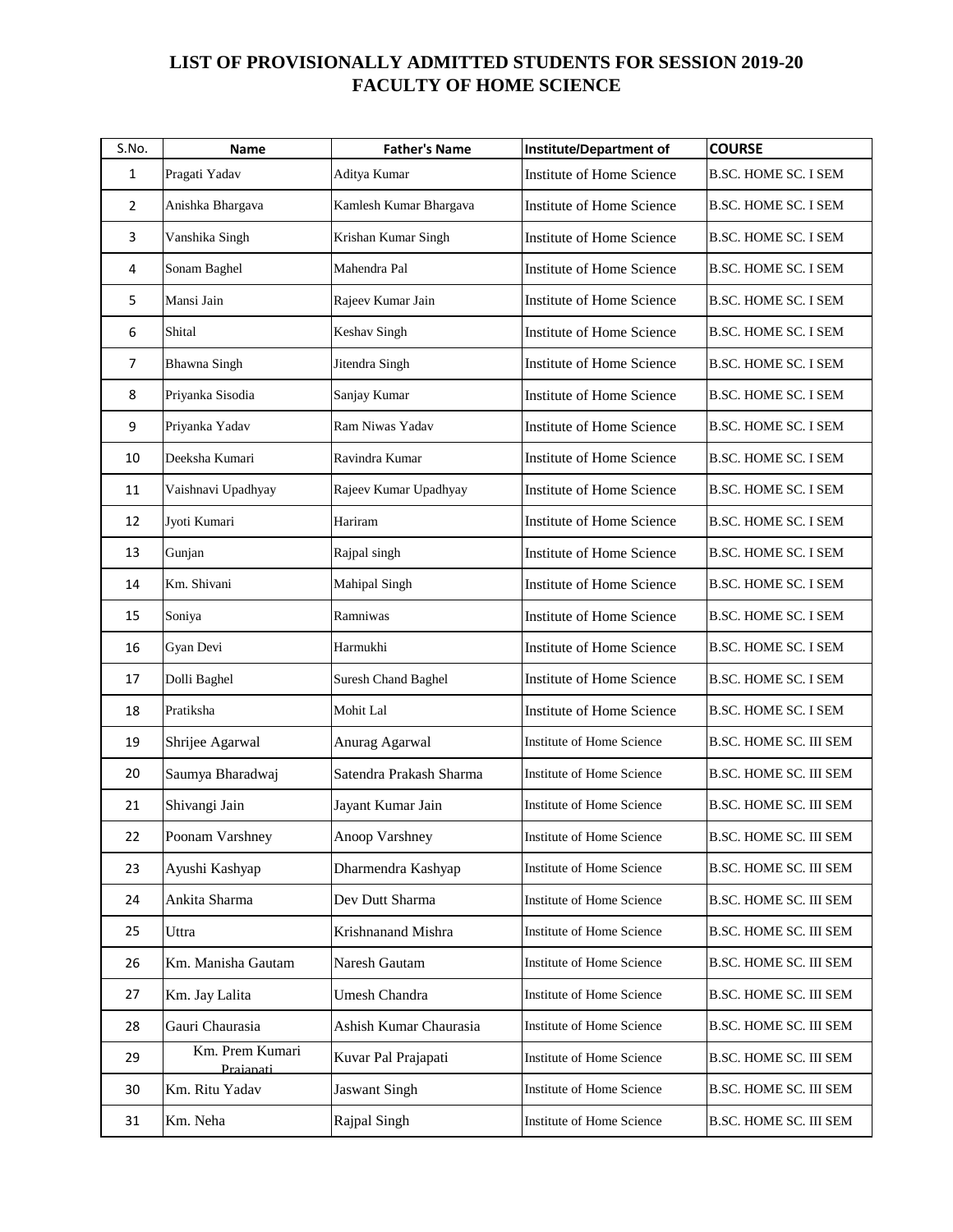# LIST OF PROVISIONALLY ADMITTED STUDENTS FOR SESSION 2019-20
## FACULTY OF HOME SCIENCE

| S.No. | Name | Father's Name | Institute/Department of | COURSE |
|---|---|---|---|---|
| 1 | Pragati Yadav | Aditya Kumar | Institute of Home Science | B.SC. HOME SC. I SEM |
| 2 | Anishka Bhargava | Kamlesh Kumar Bhargava | Institute of Home Science | B.SC. HOME SC. I SEM |
| 3 | Vanshika Singh | Krishan Kumar Singh | Institute of Home Science | B.SC. HOME SC. I SEM |
| 4 | Sonam Baghel | Mahendra Pal | Institute of Home Science | B.SC. HOME SC. I SEM |
| 5 | Mansi Jain | Rajeev Kumar Jain | Institute of Home Science | B.SC. HOME SC. I SEM |
| 6 | Shital | Keshav Singh | Institute of Home Science | B.SC. HOME SC. I SEM |
| 7 | Bhawna Singh | Jitendra Singh | Institute of Home Science | B.SC. HOME SC. I SEM |
| 8 | Priyanka Sisodia | Sanjay Kumar | Institute of Home Science | B.SC. HOME SC. I SEM |
| 9 | Priyanka Yadav | Ram Niwas Yadav | Institute of Home Science | B.SC. HOME SC. I SEM |
| 10 | Deeksha Kumari | Ravindra Kumar | Institute of Home Science | B.SC. HOME SC. I SEM |
| 11 | Vaishnavi Upadhyay | Rajeev Kumar Upadhyay | Institute of Home Science | B.SC. HOME SC. I SEM |
| 12 | Jyoti Kumari | Hariram | Institute of Home Science | B.SC. HOME SC. I SEM |
| 13 | Gunjan | Rajpal singh | Institute of Home Science | B.SC. HOME SC. I SEM |
| 14 | Km. Shivani | Mahipal Singh | Institute of Home Science | B.SC. HOME SC. I SEM |
| 15 | Soniya | Ramniwas | Institute of Home Science | B.SC. HOME SC. I SEM |
| 16 | Gyan Devi | Harmukhi | Institute of Home Science | B.SC. HOME SC. I SEM |
| 17 | Dolli Baghel | Suresh Chand Baghel | Institute of Home Science | B.SC. HOME SC. I SEM |
| 18 | Pratiksha | Mohit Lal | Institute of Home Science | B.SC. HOME SC. I SEM |
| 19 | Shrijee Agarwal | Anurag Agarwal | Institute of Home Science | B.SC. HOME SC. III SEM |
| 20 | Saumya Bharadwaj | Satendra Prakash Sharma | Institute of Home Science | B.SC. HOME SC. III SEM |
| 21 | Shivangi Jain | Jayant Kumar Jain | Institute of Home Science | B.SC. HOME SC. III SEM |
| 22 | Poonam Varshney | Anoop Varshney | Institute of Home Science | B.SC. HOME SC. III SEM |
| 23 | Ayushi Kashyap | Dharmendra Kashyap | Institute of Home Science | B.SC. HOME SC. III SEM |
| 24 | Ankita Sharma | Dev Dutt Sharma | Institute of Home Science | B.SC. HOME SC. III SEM |
| 25 | Uttra | Krishnanand Mishra | Institute of Home Science | B.SC. HOME SC. III SEM |
| 26 | Km. Manisha Gautam | Naresh Gautam | Institute of Home Science | B.SC. HOME SC. III SEM |
| 27 | Km. Jay Lalita | Umesh Chandra | Institute of Home Science | B.SC. HOME SC. III SEM |
| 28 | Gauri Chaurasia | Ashish Kumar Chaurasia | Institute of Home Science | B.SC. HOME SC. III SEM |
| 29 | Km. Prem Kumari Prajapati | Kuvar Pal Prajapati | Institute of Home Science | B.SC. HOME SC. III SEM |
| 30 | Km. Ritu Yadav | Jaswant Singh | Institute of Home Science | B.SC. HOME SC. III SEM |
| 31 | Km. Neha | Rajpal Singh | Institute of Home Science | B.SC. HOME SC. III SEM |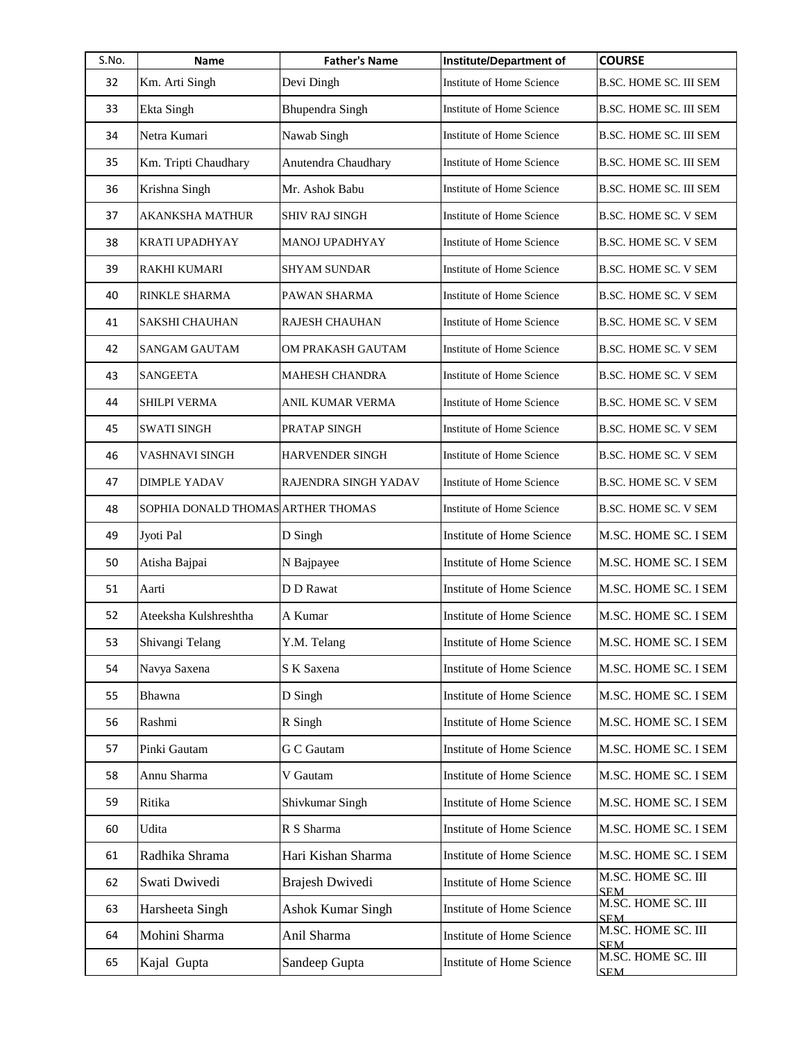| S.No. | Name | Father's Name | Institute/Department of | COURSE |
|---|---|---|---|---|
| 32 | Km. Arti Singh | Devi Dingh | Institute of Home Science | B.SC. HOME SC. III SEM |
| 33 | Ekta Singh | Bhupendra Singh | Institute of Home Science | B.SC. HOME SC. III SEM |
| 34 | Netra Kumari | Nawab Singh | Institute of Home Science | B.SC. HOME SC. III SEM |
| 35 | Km. Tripti Chaudhary | Anutendra Chaudhary | Institute of Home Science | B.SC. HOME SC. III SEM |
| 36 | Krishna Singh | Mr. Ashok Babu | Institute of Home Science | B.SC. HOME SC. III SEM |
| 37 | AKANKSHA MATHUR | SHIV RAJ SINGH | Institute of Home Science | B.SC. HOME SC. V SEM |
| 38 | KRATI UPADHYAY | MANOJ UPADHYAY | Institute of Home Science | B.SC. HOME SC. V SEM |
| 39 | RAKHI KUMARI | SHYAM SUNDAR | Institute of Home Science | B.SC. HOME SC. V SEM |
| 40 | RINKLE SHARMA | PAWAN SHARMA | Institute of Home Science | B.SC. HOME SC. V SEM |
| 41 | SAKSHI CHAUHAN | RAJESH CHAUHAN | Institute of Home Science | B.SC. HOME SC. V SEM |
| 42 | SANGAM GAUTAM | OM PRAKASH GAUTAM | Institute of Home Science | B.SC. HOME SC. V SEM |
| 43 | SANGEETA | MAHESH CHANDRA | Institute of Home Science | B.SC. HOME SC. V SEM |
| 44 | SHILPI VERMA | ANIL KUMAR VERMA | Institute of Home Science | B.SC. HOME SC. V SEM |
| 45 | SWATI SINGH | PRATAP SINGH | Institute of Home Science | B.SC. HOME SC. V SEM |
| 46 | VASHNAVI SINGH | HARVENDER SINGH | Institute of Home Science | B.SC. HOME SC. V SEM |
| 47 | DIMPLE YADAV | RAJENDRA SINGH YADAV | Institute of Home Science | B.SC. HOME SC. V SEM |
| 48 | SOPHIA DONALD THOMAS | ARTHER THOMAS | Institute of Home Science | B.SC. HOME SC. V SEM |
| 49 | Jyoti Pal | D Singh | Institute of Home Science | M.SC. HOME SC. I SEM |
| 50 | Atisha Bajpai | N Bajpayee | Institute of Home Science | M.SC. HOME SC. I SEM |
| 51 | Aarti | D D Rawat | Institute of Home Science | M.SC. HOME SC. I SEM |
| 52 | Ateeksha Kulshreshtha | A Kumar | Institute of Home Science | M.SC. HOME SC. I SEM |
| 53 | Shivangi Telang | Y.M. Telang | Institute of Home Science | M.SC. HOME SC. I SEM |
| 54 | Navya Saxena | S K Saxena | Institute of Home Science | M.SC. HOME SC. I SEM |
| 55 | Bhawna | D Singh | Institute of Home Science | M.SC. HOME SC. I SEM |
| 56 | Rashmi | R Singh | Institute of Home Science | M.SC. HOME SC. I SEM |
| 57 | Pinki Gautam | G C Gautam | Institute of Home Science | M.SC. HOME SC. I SEM |
| 58 | Annu Sharma | V Gautam | Institute of Home Science | M.SC. HOME SC. I SEM |
| 59 | Ritika | Shivkumar Singh | Institute of Home Science | M.SC. HOME SC. I SEM |
| 60 | Udita | R S Sharma | Institute of Home Science | M.SC. HOME SC. I SEM |
| 61 | Radhika Shrama | Hari Kishan Sharma | Institute of Home Science | M.SC. HOME SC. I SEM |
| 62 | Swati Dwivedi | Brajesh Dwivedi | Institute of Home Science | M.SC. HOME SC. III SEM |
| 63 | Harsheeta Singh | Ashok Kumar Singh | Institute of Home Science | M.SC. HOME SC. III SEM |
| 64 | Mohini Sharma | Anil Sharma | Institute of Home Science | M.SC. HOME SC. III SEM |
| 65 | Kajal Gupta | Sandeep Gupta | Institute of Home Science | M.SC. HOME SC. III SEM |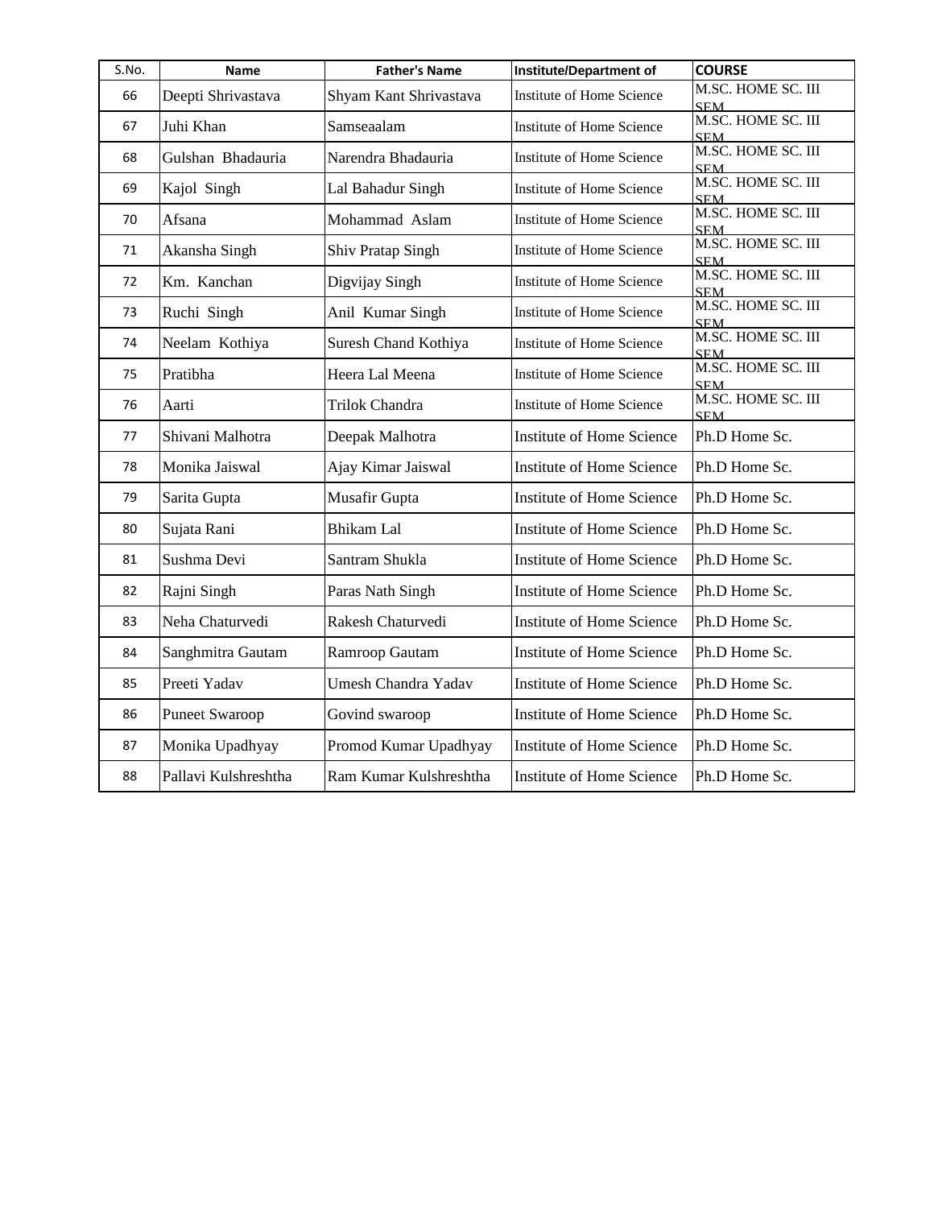| S.No. | Name | Father's Name | Institute/Department of | COURSE |
|---|---|---|---|---|
| 66 | Deepti Shrivastava | Shyam Kant Shrivastava | Institute of Home Science | M.SC. HOME SC. III SEM |
| 67 | Juhi Khan | Samseaalam | Institute of Home Science | M.SC. HOME SC. III SEM |
| 68 | Gulshan Bhadauria | Narendra Bhadauria | Institute of Home Science | M.SC. HOME SC. III SEM |
| 69 | Kajol Singh | Lal Bahadur Singh | Institute of Home Science | M.SC. HOME SC. III SEM |
| 70 | Afsana | Mohammad Aslam | Institute of Home Science | M.SC. HOME SC. III SEM |
| 71 | Akansha Singh | Shiv Pratap Singh | Institute of Home Science | M.SC. HOME SC. III SEM |
| 72 | Km. Kanchan | Digvijay Singh | Institute of Home Science | M.SC. HOME SC. III SEM |
| 73 | Ruchi Singh | Anil Kumar Singh | Institute of Home Science | M.SC. HOME SC. III SEM |
| 74 | Neelam Kothiya | Suresh Chand Kothiya | Institute of Home Science | M.SC. HOME SC. III SEM |
| 75 | Pratibha | Heera Lal Meena | Institute of Home Science | M.SC. HOME SC. III SEM |
| 76 | Aarti | Trilok Chandra | Institute of Home Science | M.SC. HOME SC. III SEM |
| 77 | Shivani Malhotra | Deepak Malhotra | Institute of Home Science | Ph.D Home Sc. |
| 78 | Monika Jaiswal | Ajay Kimar Jaiswal | Institute of Home Science | Ph.D Home Sc. |
| 79 | Sarita Gupta | Musafir Gupta | Institute of Home Science | Ph.D Home Sc. |
| 80 | Sujata Rani | Bhikam Lal | Institute of Home Science | Ph.D Home Sc. |
| 81 | Sushma Devi | Santram Shukla | Institute of Home Science | Ph.D Home Sc. |
| 82 | Rajni Singh | Paras Nath Singh | Institute of Home Science | Ph.D Home Sc. |
| 83 | Neha Chaturvedi | Rakesh Chaturvedi | Institute of Home Science | Ph.D Home Sc. |
| 84 | Sanghmitra Gautam | Ramroop Gautam | Institute of Home Science | Ph.D Home Sc. |
| 85 | Preeti Yadav | Umesh Chandra Yadav | Institute of Home Science | Ph.D Home Sc. |
| 86 | Puneet Swaroop | Govind swaroop | Institute of Home Science | Ph.D Home Sc. |
| 87 | Monika Upadhyay | Promod Kumar Upadhyay | Institute of Home Science | Ph.D Home Sc. |
| 88 | Pallavi Kulshreshtha | Ram Kumar Kulshreshtha | Institute of Home Science | Ph.D Home Sc. |